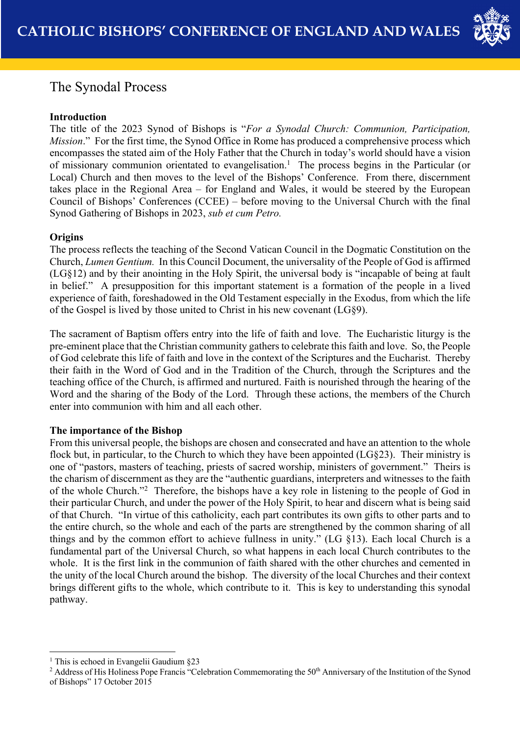# CATHOLIC BISHOPS' CONFERENCE OF ENGLAND AND WALES

## The Synodal Process

**Introduction**

The title of the 2023 Synod of Bishops is "*For a Synodal Church: Communion, Participation, Mission*." For the first time, the Synod Office in Rome has produced a comprehensive process which encompasses the stated aim of the Holy Father that the Church in today's world should have a vision of missionary communion orientated to evangelisation.[1] The process begins in the Particular (or Local) Church and then moves to the level of the Bishops' Conference. From there, discernment takes place in the Regional Area – for England and Wales, it would be steered by the European Council of Bishops' Conferences (CCEE) – before moving to the Universal Church with the final Synod Gathering of Bishops in 2023, *sub et cum Petro.*

**Origins**

The process reflects the teaching of the Second Vatican Council in the Dogmatic Constitution on the Church, *Lumen Gentium.* In this Council Document, the universality of the People of God is affirmed (LG§12) and by their anointing in the Holy Spirit, the universal body is "incapable of being at fault in belief." A presupposition for this important statement is a formation of the people in a lived experience of faith, foreshadowed in the Old Testament especially in the Exodus, from which the life of the Gospel is lived by those united to Christ in his new covenant (LG§9).

The sacrament of Baptism offers entry into the life of faith and love. The Eucharistic liturgy is the pre-eminent place that the Christian community gathers to celebrate this faith and love. So, the People of God celebrate this life of faith and love in the context of the Scriptures and the Eucharist. Thereby their faith in the Word of God and in the Tradition of the Church, through the Scriptures and the teaching office of the Church, is affirmed and nurtured. Faith is nourished through the hearing of the Word and the sharing of the Body of the Lord. Through these actions, the members of the Church enter into communion with him and all each other.

**The importance of the Bishop**

From this universal people, the bishops are chosen and consecrated and have an attention to the whole flock but, in particular, to the Church to which they have been appointed (LG§23). Their ministry is one of "pastors, masters of teaching, priests of sacred worship, ministers of government." Theirs is the charism of discernment as they are the "authentic guardians, interpreters and witnesses to the faith of the whole Church."[2] Therefore, the bishops have a key role in listening to the people of God in their particular Church, and under the power of the Holy Spirit, to hear and discern what is being said of that Church. "In virtue of this catholicity, each part contributes its own gifts to other parts and to the entire church, so the whole and each of the parts are strengthened by the common sharing of all things and by the common effort to achieve fullness in unity." (LG §13). Each local Church is a fundamental part of the Universal Church, so what happens in each local Church contributes to the whole. It is the first link in the communion of faith shared with the other churches and cemented in the unity of the local Church around the bishop. The diversity of the local Churches and their context brings different gifts to the whole, which contribute to it. This is key to understanding this synodal pathway.

---

[1] This is echoed in Evangelii Gaudium §23

[2] Address of His Holiness Pope Francis "Celebration Commemorating the 50th Anniversary of the Institution of the Synod of Bishops" 17 October 2015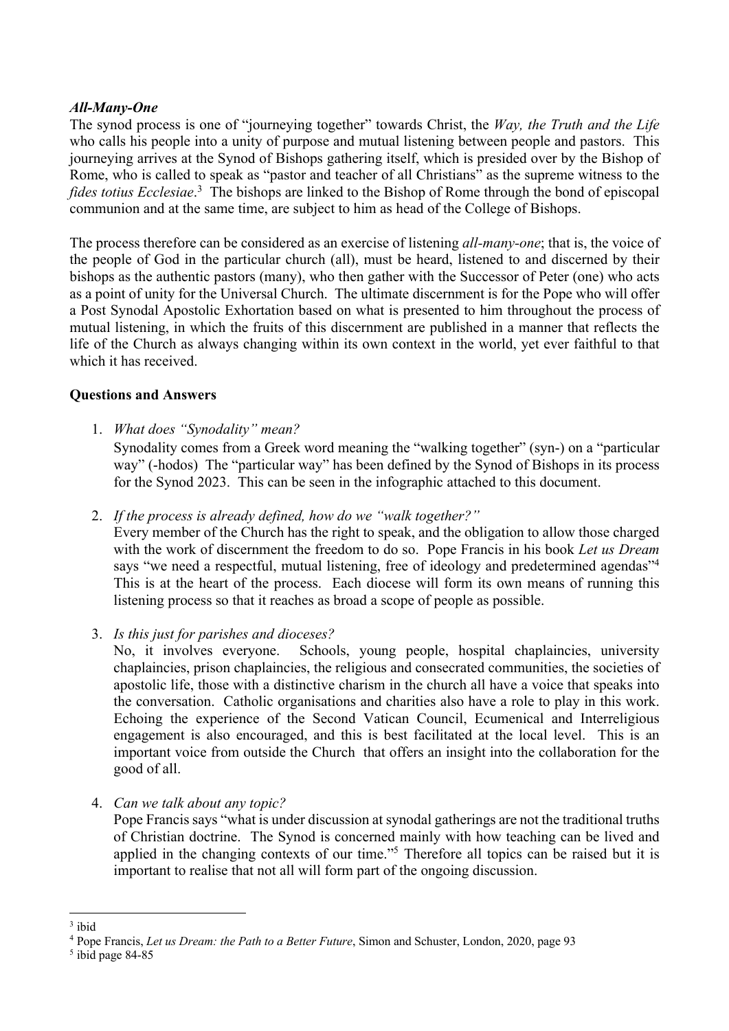***All-Many-One***

The synod process is one of "journeying together" towards Christ, the *Way, the Truth and the Life* who calls his people into a unity of purpose and mutual listening between people and pastors. This journeying arrives at the Synod of Bishops gathering itself, which is presided over by the Bishop of Rome, who is called to speak as "pastor and teacher of all Christians" as the supreme witness to the *fides totius Ecclesiae*.[3] The bishops are linked to the Bishop of Rome through the bond of episcopal communion and at the same time, are subject to him as head of the College of Bishops.

The process therefore can be considered as an exercise of listening *all-many-one*; that is, the voice of the people of God in the particular church (all), must be heard, listened to and discerned by their bishops as the authentic pastors (many), who then gather with the Successor of Peter (one) who acts as a point of unity for the Universal Church. The ultimate discernment is for the Pope who will offer a Post Synodal Apostolic Exhortation based on what is presented to him throughout the process of mutual listening, in which the fruits of this discernment are published in a manner that reflects the life of the Church as always changing within its own context in the world, yet ever faithful to that which it has received.

**Questions and Answers**

1. *What does "Synodality" mean?*
   Synodality comes from a Greek word meaning the "walking together" (syn-) on a "particular way" (-hodos) The "particular way" has been defined by the Synod of Bishops in its process for the Synod 2023. This can be seen in the infographic attached to this document.

2. *If the process is already defined, how do we "walk together?"*
   Every member of the Church has the right to speak, and the obligation to allow those charged with the work of discernment the freedom to do so. Pope Francis in his book *Let us Dream* says "we need a respectful, mutual listening, free of ideology and predetermined agendas"[4] This is at the heart of the process. Each diocese will form its own means of running this listening process so that it reaches as broad a scope of people as possible.

3. *Is this just for parishes and dioceses?*
   No, it involves everyone. Schools, young people, hospital chaplaincies, university chaplaincies, prison chaplaincies, the religious and consecrated communities, the societies of apostolic life, those with a distinctive charism in the church all have a voice that speaks into the conversation. Catholic organisations and charities also have a role to play in this work. Echoing the experience of the Second Vatican Council, Ecumenical and Interreligious engagement is also encouraged, and this is best facilitated at the local level. This is an important voice from outside the Church that offers an insight into the collaboration for the good of all.

4. *Can we talk about any topic?*
   Pope Francis says "what is under discussion at synodal gatherings are not the traditional truths of Christian doctrine. The Synod is concerned mainly with how teaching can be lived and applied in the changing contexts of our time."[5] Therefore all topics can be raised but it is important to realise that not all will form part of the ongoing discussion.

---

[3] ibid

[4] Pope Francis, *Let us Dream: the Path to a Better Future*, Simon and Schuster, London, 2020, page 93

[5] ibid page 84-85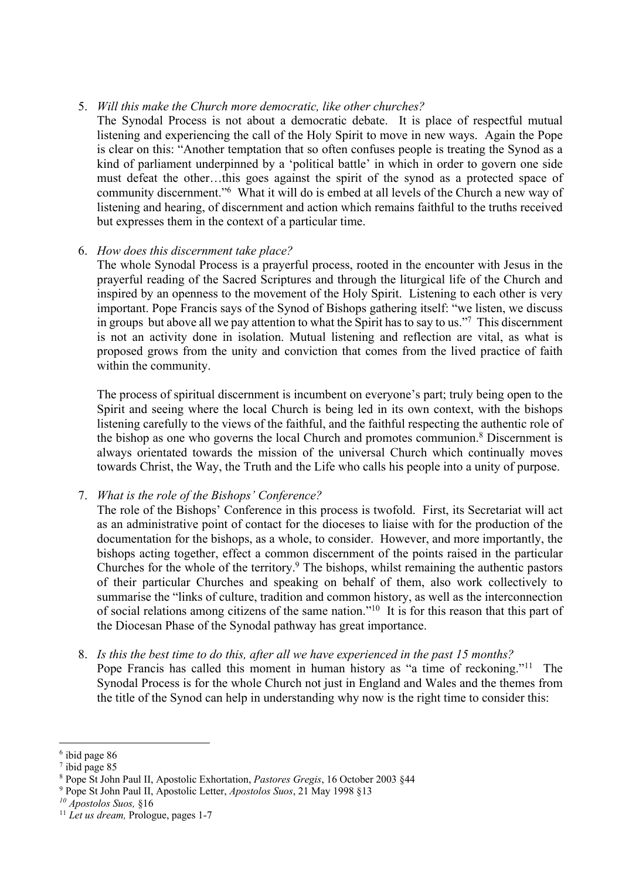5. *Will this make the Church more democratic, like other churches?*
   The Synodal Process is not about a democratic debate. It is place of respectful mutual listening and experiencing the call of the Holy Spirit to move in new ways. Again the Pope is clear on this: "Another temptation that so often confuses people is treating the Synod as a kind of parliament underpinned by a 'political battle' in which in order to govern one side must defeat the other…this goes against the spirit of the synod as a protected space of community discernment."[6] What it will do is embed at all levels of the Church a new way of listening and hearing, of discernment and action which remains faithful to the truths received but expresses them in the context of a particular time.

6. *How does this discernment take place?*
   The whole Synodal Process is a prayerful process, rooted in the encounter with Jesus in the prayerful reading of the Sacred Scriptures and through the liturgical life of the Church and inspired by an openness to the movement of the Holy Spirit. Listening to each other is very important. Pope Francis says of the Synod of Bishops gathering itself: "we listen, we discuss in groups but above all we pay attention to what the Spirit has to say to us."[7] This discernment is not an activity done in isolation. Mutual listening and reflection are vital, as what is proposed grows from the unity and conviction that comes from the lived practice of faith within the community.

   The process of spiritual discernment is incumbent on everyone's part; truly being open to the Spirit and seeing where the local Church is being led in its own context, with the bishops listening carefully to the views of the faithful, and the faithful respecting the authentic role of the bishop as one who governs the local Church and promotes communion.[8] Discernment is always orientated towards the mission of the universal Church which continually moves towards Christ, the Way, the Truth and the Life who calls his people into a unity of purpose.

7. *What is the role of the Bishops' Conference?*
   The role of the Bishops' Conference in this process is twofold. First, its Secretariat will act as an administrative point of contact for the dioceses to liaise with for the production of the documentation for the bishops, as a whole, to consider. However, and more importantly, the bishops acting together, effect a common discernment of the points raised in the particular Churches for the whole of the territory.[9] The bishops, whilst remaining the authentic pastors of their particular Churches and speaking on behalf of them, also work collectively to summarise the "links of culture, tradition and common history, as well as the interconnection of social relations among citizens of the same nation."[10] It is for this reason that this part of the Diocesan Phase of the Synodal pathway has great importance.

8. *Is this the best time to do this, after all we have experienced in the past 15 months?*
   Pope Francis has called this moment in human history as "a time of reckoning."[11] The Synodal Process is for the whole Church not just in England and Wales and the themes from the title of the Synod can help in understanding why now is the right time to consider this:

---

[6] ibid page 86
[7] ibid page 85
[8] Pope St John Paul II, Apostolic Exhortation, *Pastores Gregis*, 16 October 2003 §44
[9] Pope St John Paul II, Apostolic Letter, *Apostolos Suos*, 21 May 1998 §13
[10] *Apostolos Suos,* §16
[11] *Let us dream,* Prologue, pages 1-7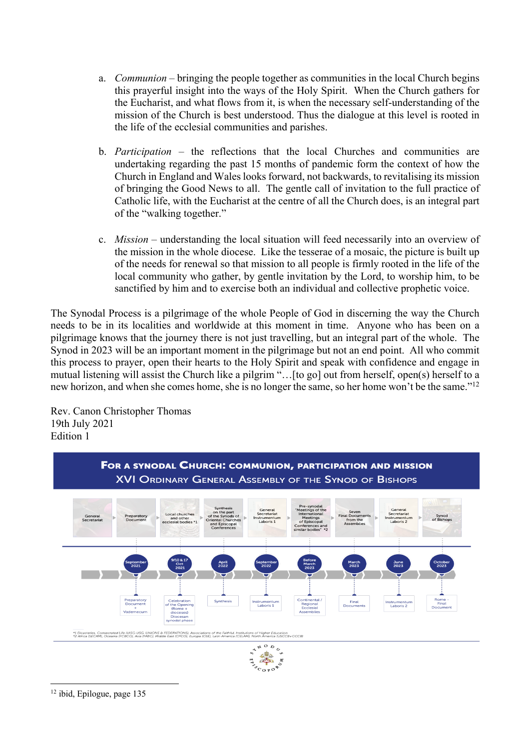a. *Communion* – bringing the people together as communities in the local Church begins this prayerful insight into the ways of the Holy Spirit. When the Church gathers for the Eucharist, and what flows from it, is when the necessary self-understanding of the mission of the Church is best understood. Thus the dialogue at this level is rooted in the life of the ecclesial communities and parishes.

b. *Participation* – the reflections that the local Churches and communities are undertaking regarding the past 15 months of pandemic form the context of how the Church in England and Wales looks forward, not backwards, to revitalising its mission of bringing the Good News to all. The gentle call of invitation to the full practice of Catholic life, with the Eucharist at the centre of all the Church does, is an integral part of the "walking together."

c. *Mission* – understanding the local situation will feed necessarily into an overview of the mission in the whole diocese. Like the tesserae of a mosaic, the picture is built up of the needs for renewal so that mission to all people is firmly rooted in the life of the local community who gather, by gentle invitation by the Lord, to worship him, to be sanctified by him and to exercise both an individual and collective prophetic voice.

The Synodal Process is a pilgrimage of the whole People of God in discerning the way the Church needs to be in its localities and worldwide at this moment in time. Anyone who has been on a pilgrimage knows that the journey there is not just travelling, but an integral part of the whole. The Synod in 2023 will be an important moment in the pilgrimage but not an end point. All who commit this process to prayer, open their hearts to the Holy Spirit and speak with confidence and engage in mutual listening will assist the Church like a pilgrim "…[to go] out from herself, open(s) herself to a new horizon, and when she comes home, she is no longer the same, so her home won't be the same."[12]

Rev. Canon Christopher Thomas
19th July 2021
Edition 1

FOR A SYNODAL CHURCH: COMMUNION, PARTICIPATION AND MISSION
XVI ORDINARY GENERAL ASSEMBLY OF THE SYNOD OF BISHOPS

General Secretariat
Preparatory Document
Local churches and other ecclesial bodies *1
Synthesis on the part of the Synods of Oriental Churches and Episcopal Conferences
General Secretariat Instrumentum Laboris 1
Pre-synodal "Meetings of the International Meetings of Episcopal Conferences and similar bodies" *2
Seven Final Documents from the Assemblies
General Secretariat Instrumentum Laboris 2
Synod of Bishops

September 2021
9/10 & 17 Oct 2021
April 2022
September 2022
Before March 2023
March 2023
June 2023
October 2023

Preparatory Document + Vademecum
Celebration of the Opening (Rome + dioceses) Diocesan synodal phase
Synthesis
Instrumentum Laboris 1
Continental / Regional Ecclesial Assemblies
Final Documents
Instrumentum Laboris 2
Rome - Final Document

*1 Dicasteries, Consecrated Life (UISG-USG, UNIONS & FEDERATIONS), Associations of the Faithful, Institutions of Higher Education
*2 Africa (SECAM), Oceania (FCBCO), Asia (FABC), Middle East (CPCO), Europa (CCEE), Latin America (CELAM), North America (USCCB+CCCB)

SYNODUS EPISCOPORUM

[12] ibid, Epilogue, page 135